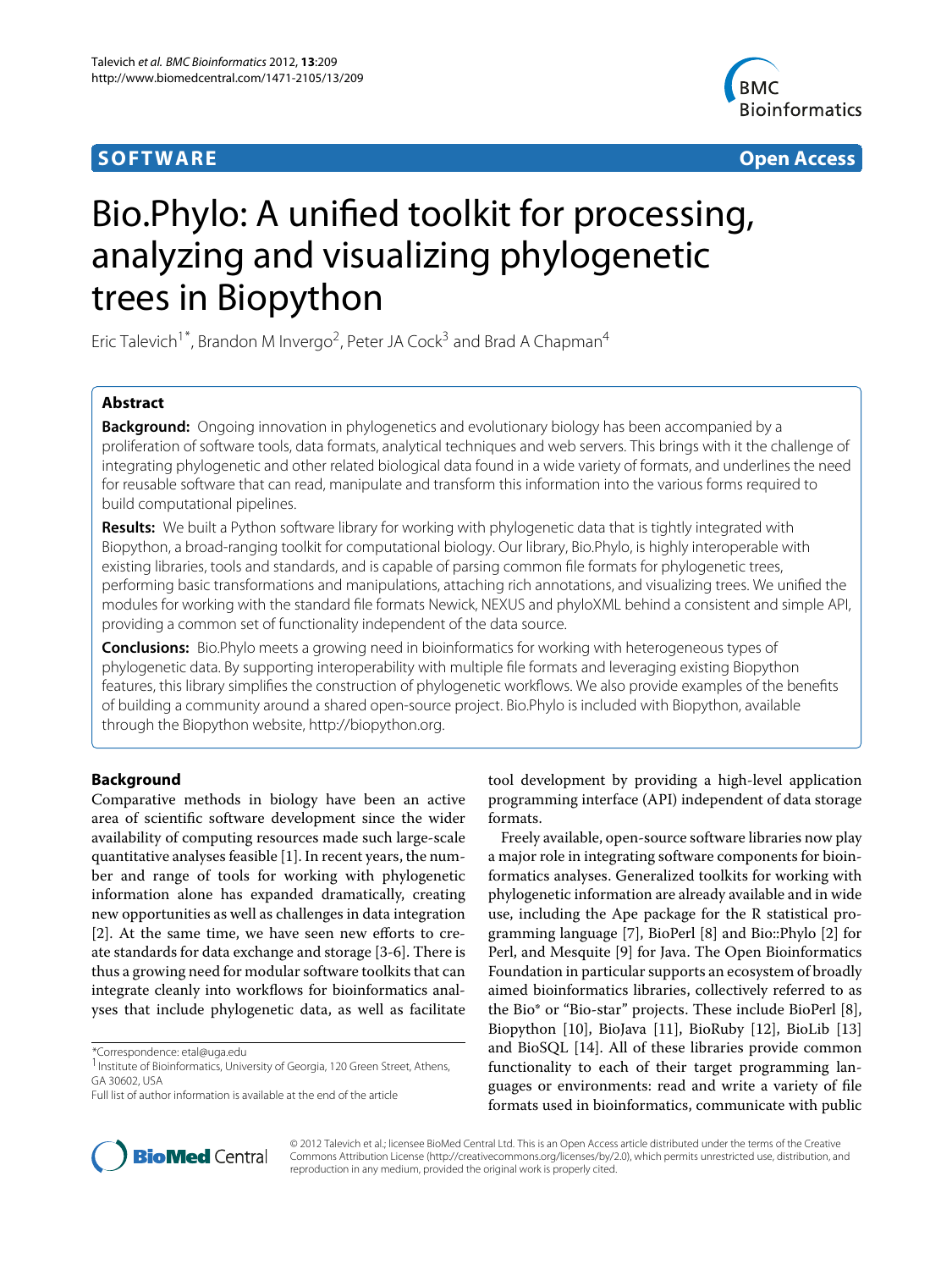SOFTWARE **Open Access**

# Bio.Phylo: A unified toolkit for processing, analyzing and visualizing phylogenetic trees in Biopython

Eric Talevich[1*], Brandon M Invergo[2], Peter JA Cock[3] and Brad A Chapman[4]

## Abstract

**Background:** Ongoing innovation in phylogenetics and evolutionary biology has been accompanied by a proliferation of software tools, data formats, analytical techniques and web servers. This brings with it the challenge of integrating phylogenetic and other related biological data found in a wide variety of formats, and underlines the need for reusable software that can read, manipulate and transform this information into the various forms required to build computational pipelines.

**Results:** We built a Python software library for working with phylogenetic data that is tightly integrated with Biopython, a broad-ranging toolkit for computational biology. Our library, Bio.Phylo, is highly interoperable with existing libraries, tools and standards, and is capable of parsing common file formats for phylogenetic trees, performing basic transformations and manipulations, attaching rich annotations, and visualizing trees. We unified the modules for working with the standard file formats Newick, NEXUS and phyloXML behind a consistent and simple API, providing a common set of functionality independent of the data source.

**Conclusions:** Bio.Phylo meets a growing need in bioinformatics for working with heterogeneous types of phylogenetic data. By supporting interoperability with multiple file formats and leveraging existing Biopython features, this library simplifies the construction of phylogenetic workflows. We also provide examples of the benefits of building a community around a shared open-source project. Bio.Phylo is included with Biopython, available through the Biopython website, http://biopython.org.

## Background

Comparative methods in biology have been an active area of scientific software development since the wider availability of computing resources made such large-scale quantitative analyses feasible [1]. In recent years, the number and range of tools for working with phylogenetic information alone has expanded dramatically, creating new opportunities as well as challenges in data integration [2]. At the same time, we have seen new efforts to create standards for data exchange and storage [3-6]. There is thus a growing need for modular software toolkits that can integrate cleanly into workflows for bioinformatics analyses that include phylogenetic data, as well as facilitate tool development by providing a high-level application programming interface (API) independent of data storage formats.

Freely available, open-source software libraries now play a major role in integrating software components for bioinformatics analyses. Generalized toolkits for working with phylogenetic information are already available and in wide use, including the Ape package for the R statistical programming language [7], BioPerl [8] and Bio::Phylo [2] for Perl, and Mesquite [9] for Java. The Open Bioinformatics Foundation in particular supports an ecosystem of broadly aimed bioinformatics libraries, collectively referred to as the Bio* or "Bio-star" projects. These include BioPerl [8], Biopython [10], BioJava [11], BioRuby [12], BioLib [13] and BioSQL [14]. All of these libraries provide common functionality to each of their target programming languages or environments: read and write a variety of file formats used in bioinformatics, communicate with public

*Correspondence: etal@uga.edu
[1]Institute of Bioinformatics, University of Georgia, 120 Green Street, Athens, GA 30602, USA
Full list of author information is available at the end of the article

© 2012 Talevich et al.; licensee BioMed Central Ltd. This is an Open Access article distributed under the terms of the Creative Commons Attribution License (http://creativecommons.org/licenses/by/2.0), which permits unrestricted use, distribution, and reproduction in any medium, provided the original work is properly cited.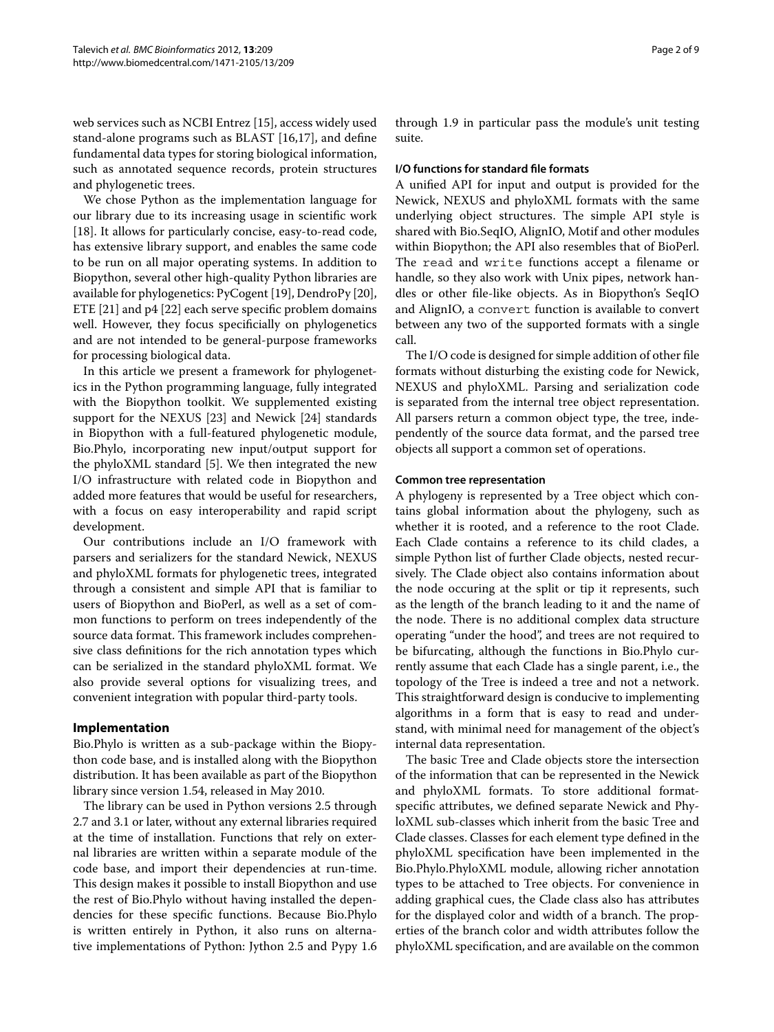web services such as NCBI Entrez [15], access widely used stand-alone programs such as BLAST [16,17], and define fundamental data types for storing biological information, such as annotated sequence records, protein structures and phylogenetic trees.

We chose Python as the implementation language for our library due to its increasing usage in scientific work [18]. It allows for particularly concise, easy-to-read code, has extensive library support, and enables the same code to be run on all major operating systems. In addition to Biopython, several other high-quality Python libraries are available for phylogenetics: PyCogent [19], DendroPy [20], ETE [21] and p4 [22] each serve specific problem domains well. However, they focus specifically on phylogenetics and are not intended to be general-purpose frameworks for processing biological data.

In this article we present a framework for phylogenetics in the Python programming language, fully integrated with the Biopython toolkit. We supplemented existing support for the NEXUS [23] and Newick [24] standards in Biopython with a full-featured phylogenetic module, Bio.Phylo, incorporating new input/output support for the phyloXML standard [5]. We then integrated the new I/O infrastructure with related code in Biopython and added more features that would be useful for researchers, with a focus on easy interoperability and rapid script development.

Our contributions include an I/O framework with parsers and serializers for the standard Newick, NEXUS and phyloXML formats for phylogenetic trees, integrated through a consistent and simple API that is familiar to users of Biopython and BioPerl, as well as a set of common functions to perform on trees independently of the source data format. This framework includes comprehensive class definitions for the rich annotation types which can be serialized in the standard phyloXML format. We also provide several options for visualizing trees, and convenient integration with popular third-party tools.

## Implementation

Bio.Phylo is written as a sub-package within the Biopython code base, and is installed along with the Biopython distribution. It has been available as part of the Biopython library since version 1.54, released in May 2010.

The library can be used in Python versions 2.5 through 2.7 and 3.1 or later, without any external libraries required at the time of installation. Functions that rely on external libraries are written within a separate module of the code base, and import their dependencies at run-time. This design makes it possible to install Biopython and use the rest of Bio.Phylo without having installed the dependencies for these specific functions. Because Bio.Phylo is written entirely in Python, it also runs on alternative implementations of Python: Jython 2.5 and Pypy 1.6 through 1.9 in particular pass the module's unit testing suite.

### I/O functions for standard file formats

A unified API for input and output is provided for the Newick, NEXUS and phyloXML formats with the same underlying object structures. The simple API style is shared with Bio.SeqIO, AlignIO, Motif and other modules within Biopython; the API also resembles that of BioPerl. The `read` and `write` functions accept a filename or handle, so they also work with Unix pipes, network handles or other file-like objects. As in Biopython's SeqIO and AlignIO, a `convert` function is available to convert between any two of the supported formats with a single call.

The I/O code is designed for simple addition of other file formats without disturbing the existing code for Newick, NEXUS and phyloXML. Parsing and serialization code is separated from the internal tree object representation. All parsers return a common object type, the tree, independently of the source data format, and the parsed tree objects all support a common set of operations.

### Common tree representation

A phylogeny is represented by a Tree object which contains global information about the phylogeny, such as whether it is rooted, and a reference to the root Clade. Each Clade contains a reference to its child clades, a simple Python list of further Clade objects, nested recursively. The Clade object also contains information about the node occuring at the split or tip it represents, such as the length of the branch leading to it and the name of the node. There is no additional complex data structure operating "under the hood", and trees are not required to be bifurcating, although the functions in Bio.Phylo currently assume that each Clade has a single parent, i.e., the topology of the Tree is indeed a tree and not a network. This straightforward design is conducive to implementing algorithms in a form that is easy to read and understand, with minimal need for management of the object's internal data representation.

The basic Tree and Clade objects store the intersection of the information that can be represented in the Newick and phyloXML formats. To store additional format-specific attributes, we defined separate Newick and PhyloXML sub-classes which inherit from the basic Tree and Clade classes. Classes for each element type defined in the phyloXML specification have been implemented in the Bio.Phylo.PhyloXML module, allowing richer annotation types to be attached to Tree objects. For convenience in adding graphical cues, the Clade class also has attributes for the displayed color and width of a branch. The properties of the branch color and width attributes follow the phyloXML specification, and are available on the common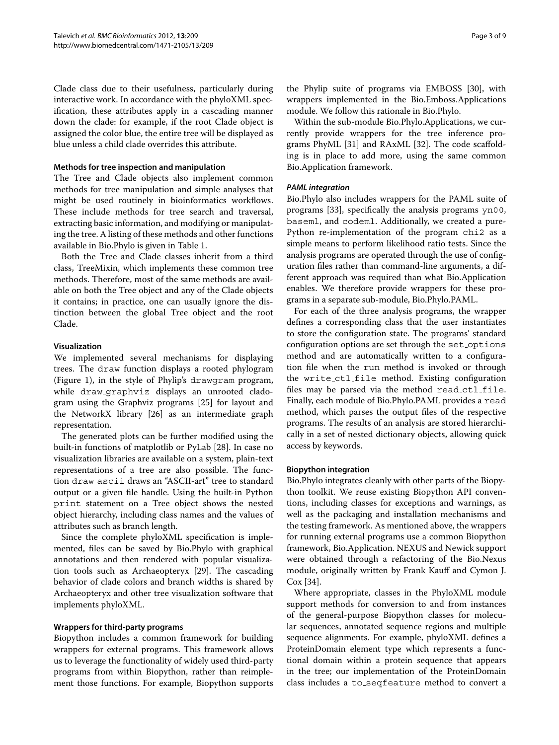Clade class due to their usefulness, particularly during interactive work. In accordance with the phyloXML specification, these attributes apply in a cascading manner down the clade: for example, if the root Clade object is assigned the color blue, the entire tree will be displayed as blue unless a child clade overrides this attribute.

#### Methods for tree inspection and manipulation

The Tree and Clade objects also implement common methods for tree manipulation and simple analyses that might be used routinely in bioinformatics workflows. These include methods for tree search and traversal, extracting basic information, and modifying or manipulating the tree. A listing of these methods and other functions available in Bio.Phylo is given in Table 1.

Both the Tree and Clade classes inherit from a third class, TreeMixin, which implements these common tree methods. Therefore, most of the same methods are available on both the Tree object and any of the Clade objects it contains; in practice, one can usually ignore the distinction between the global Tree object and the root Clade.

#### Visualization

We implemented several mechanisms for displaying trees. The `draw` function displays a rooted phylogram (Figure 1), in the style of Phylip's `drawgram` program, while `draw_graphviz` displays an unrooted cladogram using the Graphviz programs [25] for layout and the NetworkX library [26] as an intermediate graph representation.

The generated plots can be further modified using the built-in functions of matplotlib or PyLab [28]. In case no visualization libraries are available on a system, plain-text representations of a tree are also possible. The function `draw_ascii` draws an "ASCII-art" tree to standard output or a given file handle. Using the built-in Python `print` statement on a Tree object shows the nested object hierarchy, including class names and the values of attributes such as branch length.

Since the complete phyloXML specification is implemented, files can be saved by Bio.Phylo with graphical annotations and then rendered with popular visualization tools such as Archaeopteryx [29]. The cascading behavior of clade colors and branch widths is shared by Archaeopteryx and other tree visualization software that implements phyloXML.

#### Wrappers for third-party programs

Biopython includes a common framework for building wrappers for external programs. This framework allows us to leverage the functionality of widely used third-party programs from within Biopython, rather than reimplement those functions. For example, Biopython supports the Phylip suite of programs via EMBOSS [30], with wrappers implemented in the Bio.Emboss.Applications module. We follow this rationale in Bio.Phylo.

Within the sub-module Bio.Phylo.Applications, we currently provide wrappers for the tree inference programs PhyML [31] and RAxML [32]. The code scaffolding is in place to add more, using the same common Bio.Application framework.

##### *PAML integration*

Bio.Phylo also includes wrappers for the PAML suite of programs [33], specifically the analysis programs `yn00`, `baseml`, and `codeml`. Additionally, we created a pure-Python re-implementation of the program `chi2` as a simple means to perform likelihood ratio tests. Since the analysis programs are operated through the use of configuration files rather than command-line arguments, a different approach was required than what Bio.Application enables. We therefore provide wrappers for these programs in a separate sub-module, Bio.Phylo.PAML.

For each of the three analysis programs, the wrapper defines a corresponding class that the user instantiates to store the configuration state. The programs' standard configuration options are set through the `set_options` method and are automatically written to a configuration file when the `run` method is invoked or through the `write_ctl_file` method. Existing configuration files may be parsed via the method `read_ctl_file`. Finally, each module of Bio.Phylo.PAML provides a `read` method, which parses the output files of the respective programs. The results of an analysis are stored hierarchically in a set of nested dictionary objects, allowing quick access by keywords.

#### Biopython integration

Bio.Phylo integrates cleanly with other parts of the Biopython toolkit. We reuse existing Biopython API conventions, including classes for exceptions and warnings, as well as the packaging and installation mechanisms and the testing framework. As mentioned above, the wrappers for running external programs use a common Biopython framework, Bio.Application. NEXUS and Newick support were obtained through a refactoring of the Bio.Nexus module, originally written by Frank Kauff and Cymon J. Cox [34].

Where appropriate, classes in the PhyloXML module support methods for conversion to and from instances of the general-purpose Biopython classes for molecular sequences, annotated sequence regions and multiple sequence alignments. For example, phyloXML defines a ProteinDomain element type which represents a functional domain within a protein sequence that appears in the tree; our implementation of the ProteinDomain class includes a `to_seqfeature` method to convert a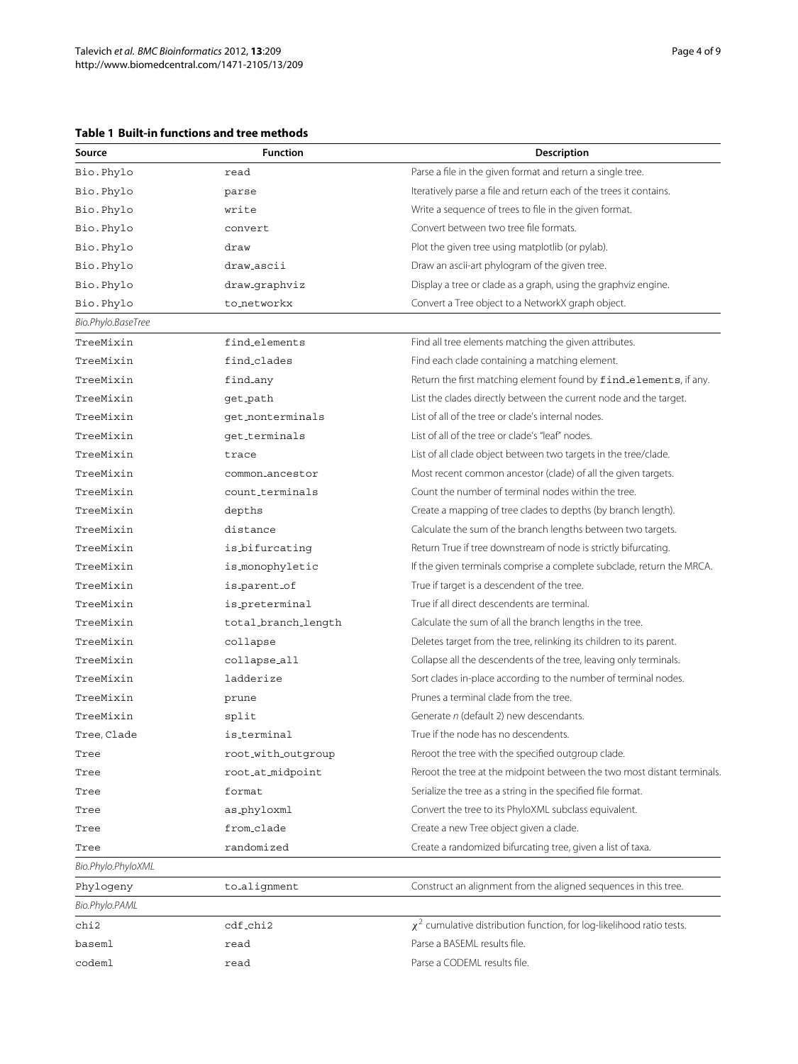**Table 1 Built-in functions and tree methods**

| Source | Function | Description |
|---|---|---|
| Bio.Phylo | read | Parse a file in the given format and return a single tree. |
| Bio.Phylo | parse | Iteratively parse a file and return each of the trees it contains. |
| Bio.Phylo | write | Write a sequence of trees to file in the given format. |
| Bio.Phylo | convert | Convert between two tree file formats. |
| Bio.Phylo | draw | Plot the given tree using matplotlib (or pylab). |
| Bio.Phylo | draw_ascii | Draw an ascii-art phylogram of the given tree. |
| Bio.Phylo | draw_graphviz | Display a tree or clade as a graph, using the graphviz engine. |
| Bio.Phylo | to_networkx | Convert a Tree object to a NetworkX graph object. |
| *Bio.Phylo.BaseTree* | | |
| TreeMixin | find_elements | Find all tree elements matching the given attributes. |
| TreeMixin | find_clades | Find each clade containing a matching element. |
| TreeMixin | find_any | Return the first matching element found by find_elements, if any. |
| TreeMixin | get_path | List the clades directly between the current node and the target. |
| TreeMixin | get_nonterminals | List of all of the tree or clade's internal nodes. |
| TreeMixin | get_terminals | List of all of the tree or clade's "leaf" nodes. |
| TreeMixin | trace | List of all clade object between two targets in the tree/clade. |
| TreeMixin | common_ancestor | Most recent common ancestor (clade) of all the given targets. |
| TreeMixin | count_terminals | Count the number of terminal nodes within the tree. |
| TreeMixin | depths | Create a mapping of tree clades to depths (by branch length). |
| TreeMixin | distance | Calculate the sum of the branch lengths between two targets. |
| TreeMixin | is_bifurcating | Return True if tree downstream of node is strictly bifurcating. |
| TreeMixin | is_monophyletic | If the given terminals comprise a complete subclade, return the MRCA. |
| TreeMixin | is_parent_of | True if target is a descendent of the tree. |
| TreeMixin | is_preterminal | True if all direct descendents are terminal. |
| TreeMixin | total_branch_length | Calculate the sum of all the branch lengths in the tree. |
| TreeMixin | collapse | Deletes target from the tree, relinking its children to its parent. |
| TreeMixin | collapse_all | Collapse all the descendents of the tree, leaving only terminals. |
| TreeMixin | ladderize | Sort clades in-place according to the number of terminal nodes. |
| TreeMixin | prune | Prunes a terminal clade from the tree. |
| TreeMixin | split | Generate *n* (default 2) new descendants. |
| Tree, Clade | is_terminal | True if the node has no descendents. |
| Tree | root_with_outgroup | Reroot the tree with the specified outgroup clade. |
| Tree | root_at_midpoint | Reroot the tree at the midpoint between the two most distant terminals. |
| Tree | format | Serialize the tree as a string in the specified file format. |
| Tree | as_phyloxml | Convert the tree to its PhyloXML subclass equivalent. |
| Tree | from_clade | Create a new Tree object given a clade. |
| Tree | randomized | Create a randomized bifurcating tree, given a list of taxa. |
| *Bio.Phylo.PhyloXML* | | |
| Phylogeny | to_alignment | Construct an alignment from the aligned sequences in this tree. |
| *Bio.Phylo.PAML* | | |
| chi2 | cdf_chi2 | $\chi^2$ cumulative distribution function, for log-likelihood ratio tests. |
| baseml | read | Parse a BASEML results file. |
| codeml | read | Parse a CODEML results file. |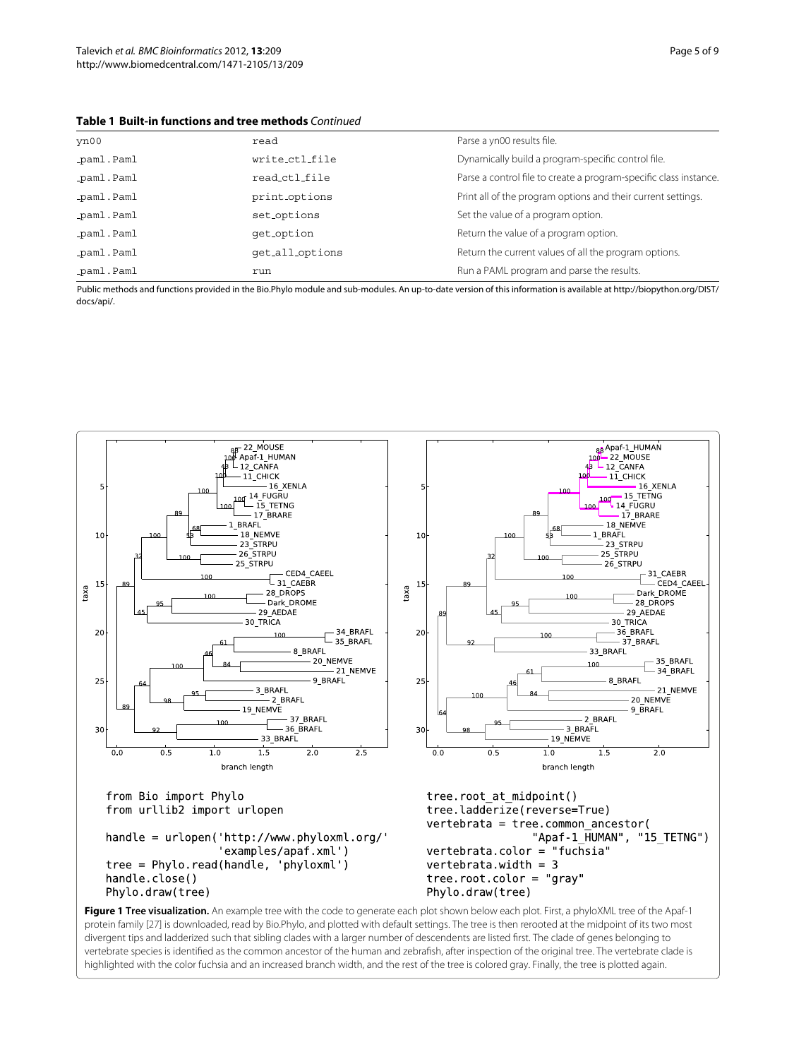**Table 1 Built-in functions and tree methods** *Continued*

| | | |
|---|---|---|
| yn00 | read | Parse a yn00 results file. |
| _paml.Paml | write_ctl_file | Dynamically build a program-specific control file. |
| _paml.Paml | read_ctl_file | Parse a control file to create a program-specific class instance. |
| _paml.Paml | print_options | Print all of the program options and their current settings. |
| _paml.Paml | set_options | Set the value of a program option. |
| _paml.Paml | get_option | Return the value of a program option. |
| _paml.Paml | get_all_options | Return the current values of all the program options. |
| _paml.Paml | run | Run a PAML program and parse the results. |

Public methods and functions provided in the Bio.Phylo module and sub-modules. An up-to-date version of this information is available at http://biopython.org/DIST/docs/api/.

```
from Bio import Phylo
from urllib2 import urlopen

handle = urlopen('http://www.phyloxml.org/'
                 'examples/apaf.xml')
tree = Phylo.read(handle, 'phyloxml')
handle.close()
Phylo.draw(tree)
```

```
tree.root_at_midpoint()
tree.ladderize(reverse=True)
vertebrata = tree.common_ancestor(
                    "Apaf-1_HUMAN", "15_TETNG")
vertebrata.color = "fuchsia"
vertebrata.width = 3
tree.root.color = "gray"
Phylo.draw(tree)
```

**Figure 1 Tree visualization.** An example tree with the code to generate each plot shown below each plot. First, a phyloXML tree of the Apaf-1 protein family [27] is downloaded, read by Bio.Phylo, and plotted with default settings. The tree is then rerooted at the midpoint of its two most divergent tips and ladderized such that sibling clades with a larger number of descendents are listed first. The clade of genes belonging to vertebrate species is identified as the common ancestor of the human and zebrafish, after inspection of the original tree. The vertebrate clade is highlighted with the color fuchsia and an increased branch width, and the rest of the tree is colored gray. Finally, the tree is plotted again.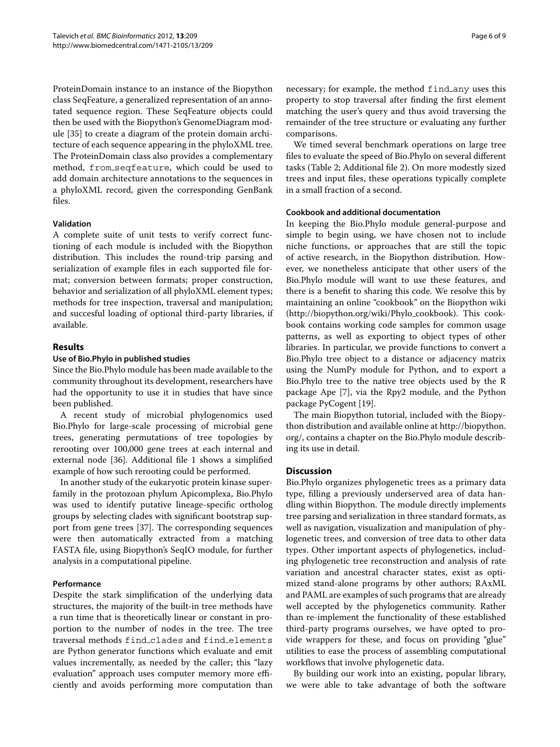ProteinDomain instance to an instance of the Biopython class SeqFeature, a generalized representation of an annotated sequence region. These SeqFeature objects could then be used with the Biopython's GenomeDiagram module [35] to create a diagram of the protein domain architecture of each sequence appearing in the phyloXML tree. The ProteinDomain class also provides a complementary method, `from_seqfeature`, which could be used to add domain architecture annotations to the sequences in a phyloXML record, given the corresponding GenBank files.

### Validation

A complete suite of unit tests to verify correct functioning of each module is included with the Biopython distribution. This includes the round-trip parsing and serialization of example files in each supported file format; conversion between formats; proper construction, behavior and serialization of all phyloXML element types; methods for tree inspection, traversal and manipulation; and succesful loading of optional third-party libraries, if available.

## Results

### Use of Bio.Phylo in published studies

Since the Bio.Phylo module has been made available to the community throughout its development, researchers have had the opportunity to use it in studies that have since been published.

A recent study of microbial phylogenomics used Bio.Phylo for large-scale processing of microbial gene trees, generating permutations of tree topologies by rerooting over 100,000 gene trees at each internal and external node [36]. Additional file 1 shows a simplified example of how such rerooting could be performed.

In another study of the eukaryotic protein kinase superfamily in the protozoan phylum Apicomplexa, Bio.Phylo was used to identify putative lineage-specific ortholog groups by selecting clades with significant bootstrap support from gene trees [37]. The corresponding sequences were then automatically extracted from a matching FASTA file, using Biopython's SeqIO module, for further analysis in a computational pipeline.

### Performance

Despite the stark simplification of the underlying data structures, the majority of the built-in tree methods have a run time that is theoretically linear or constant in proportion to the number of nodes in the tree. The tree traversal methods `find_clades` and `find_elements` are Python generator functions which evaluate and emit values incrementally, as needed by the caller; this "lazy evaluation" approach uses computer memory more efficiently and avoids performing more computation than necessary; for example, the method `find_any` uses this property to stop traversal after finding the first element matching the user's query and thus avoid traversing the remainder of the tree structure or evaluating any further comparisons.

We timed several benchmark operations on large tree files to evaluate the speed of Bio.Phylo on several different tasks (Table 2; Additional file 2). On more modestly sized trees and input files, these operations typically complete in a small fraction of a second.

### Cookbook and additional documentation

In keeping the Bio.Phylo module general-purpose and simple to begin using, we have chosen not to include niche functions, or approaches that are still the topic of active research, in the Biopython distribution. However, we nonetheless anticipate that other users of the Bio.Phylo module will want to use these features, and there is a benefit to sharing this code. We resolve this by maintaining an online "cookbook" on the Biopython wiki (http://biopython.org/wiki/Phylo_cookbook). This cookbook contains working code samples for common usage patterns, as well as exporting to object types of other libraries. In particular, we provide functions to convert a Bio.Phylo tree object to a distance or adjacency matrix using the NumPy module for Python, and to export a Bio.Phylo tree to the native tree objects used by the R package Ape [7], via the Rpy2 module, and the Python package PyCogent [19].

The main Biopython tutorial, included with the Biopython distribution and available online at http://biopython.org/, contains a chapter on the Bio.Phylo module describing its use in detail.

## Discussion

Bio.Phylo organizes phylogenetic trees as a primary data type, filling a previously underserved area of data handling within Biopython. The module directly implements tree parsing and serialization in three standard formats, as well as navigation, visualization and manipulation of phylogenetic trees, and conversion of tree data to other data types. Other important aspects of phylogenetics, including phylogenetic tree reconstruction and analysis of rate variation and ancestral character states, exist as optimized stand-alone programs by other authors; RAxML and PAML are examples of such programs that are already well accepted by the phylogenetics community. Rather than re-implement the functionality of these established third-party programs ourselves, we have opted to provide wrappers for these, and focus on providing "glue" utilities to ease the process of assembling computational workflows that involve phylogenetic data.

By building our work into an existing, popular library, we were able to take advantage of both the software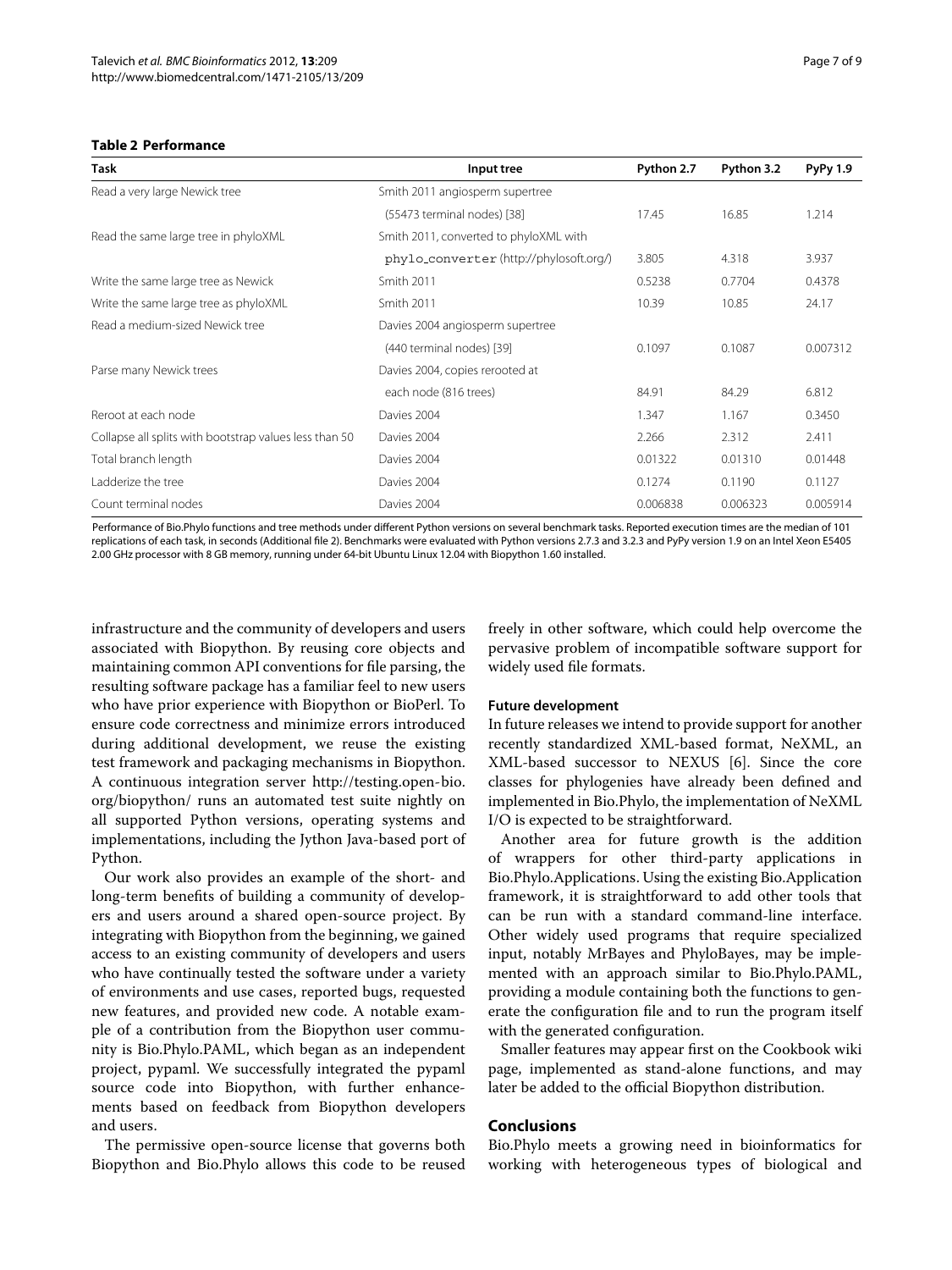**Table 2 Performance**

| Task | Input tree | Python 2.7 | Python 3.2 | PyPy 1.9 |
|---|---|---|---|---|
| Read a very large Newick tree | Smith 2011 angiosperm supertree (55473 terminal nodes) [38] | 17.45 | 16.85 | 1.214 |
| Read the same large tree in phyloXML | Smith 2011, converted to phyloXML with `phylo_converter` (http://phylosoft.org/) | 3.805 | 4.318 | 3.937 |
| Write the same large tree as Newick | Smith 2011 | 0.5238 | 0.7704 | 0.4378 |
| Write the same large tree as phyloXML | Smith 2011 | 10.39 | 10.85 | 24.17 |
| Read a medium-sized Newick tree | Davies 2004 angiosperm supertree (440 terminal nodes) [39] | 0.1097 | 0.1087 | 0.007312 |
| Parse many Newick trees | Davies 2004, copies rerooted at each node (816 trees) | 84.91 | 84.29 | 6.812 |
| Reroot at each node | Davies 2004 | 1.347 | 1.167 | 0.3450 |
| Collapse all splits with bootstrap values less than 50 | Davies 2004 | 2.266 | 2.312 | 2.411 |
| Total branch length | Davies 2004 | 0.01322 | 0.01310 | 0.01448 |
| Ladderize the tree | Davies 2004 | 0.1274 | 0.1190 | 0.1127 |
| Count terminal nodes | Davies 2004 | 0.006838 | 0.006323 | 0.005914 |

Performance of Bio.Phylo functions and tree methods under different Python versions on several benchmark tasks. Reported execution times are the median of 101 replications of each task, in seconds (Additional file 2). Benchmarks were evaluated with Python versions 2.7.3 and 3.2.3 and PyPy version 1.9 on an Intel Xeon E5405 2.00 GHz processor with 8 GB memory, running under 64-bit Ubuntu Linux 12.04 with Biopython 1.60 installed.

infrastructure and the community of developers and users associated with Biopython. By reusing core objects and maintaining common API conventions for file parsing, the resulting software package has a familiar feel to new users who have prior experience with Biopython or BioPerl. To ensure code correctness and minimize errors introduced during additional development, we reuse the existing test framework and packaging mechanisms in Biopython. A continuous integration server http://testing.open-bio.org/biopython/ runs an automated test suite nightly on all supported Python versions, operating systems and implementations, including the Jython Java-based port of Python.

Our work also provides an example of the short- and long-term benefits of building a community of developers and users around a shared open-source project. By integrating with Biopython from the beginning, we gained access to an existing community of developers and users who have continually tested the software under a variety of environments and use cases, reported bugs, requested new features, and provided new code. A notable example of a contribution from the Biopython user community is Bio.Phylo.PAML, which began as an independent project, pypaml. We successfully integrated the pypaml source code into Biopython, with further enhancements based on feedback from Biopython developers and users.

The permissive open-source license that governs both Biopython and Bio.Phylo allows this code to be reused freely in other software, which could help overcome the pervasive problem of incompatible software support for widely used file formats.

#### Future development

In future releases we intend to provide support for another recently standardized XML-based format, NeXML, an XML-based successor to NEXUS [6]. Since the core classes for phylogenies have already been defined and implemented in Bio.Phylo, the implementation of NeXML I/O is expected to be straightforward.

Another area for future growth is the addition of wrappers for other third-party applications in Bio.Phylo.Applications. Using the existing Bio.Application framework, it is straightforward to add other tools that can be run with a standard command-line interface. Other widely used programs that require specialized input, notably MrBayes and PhyloBayes, may be implemented with an approach similar to Bio.Phylo.PAML, providing a module containing both the functions to generate the configuration file and to run the program itself with the generated configuration.

Smaller features may appear first on the Cookbook wiki page, implemented as stand-alone functions, and may later be added to the official Biopython distribution.

## Conclusions

Bio.Phylo meets a growing need in bioinformatics for working with heterogeneous types of biological and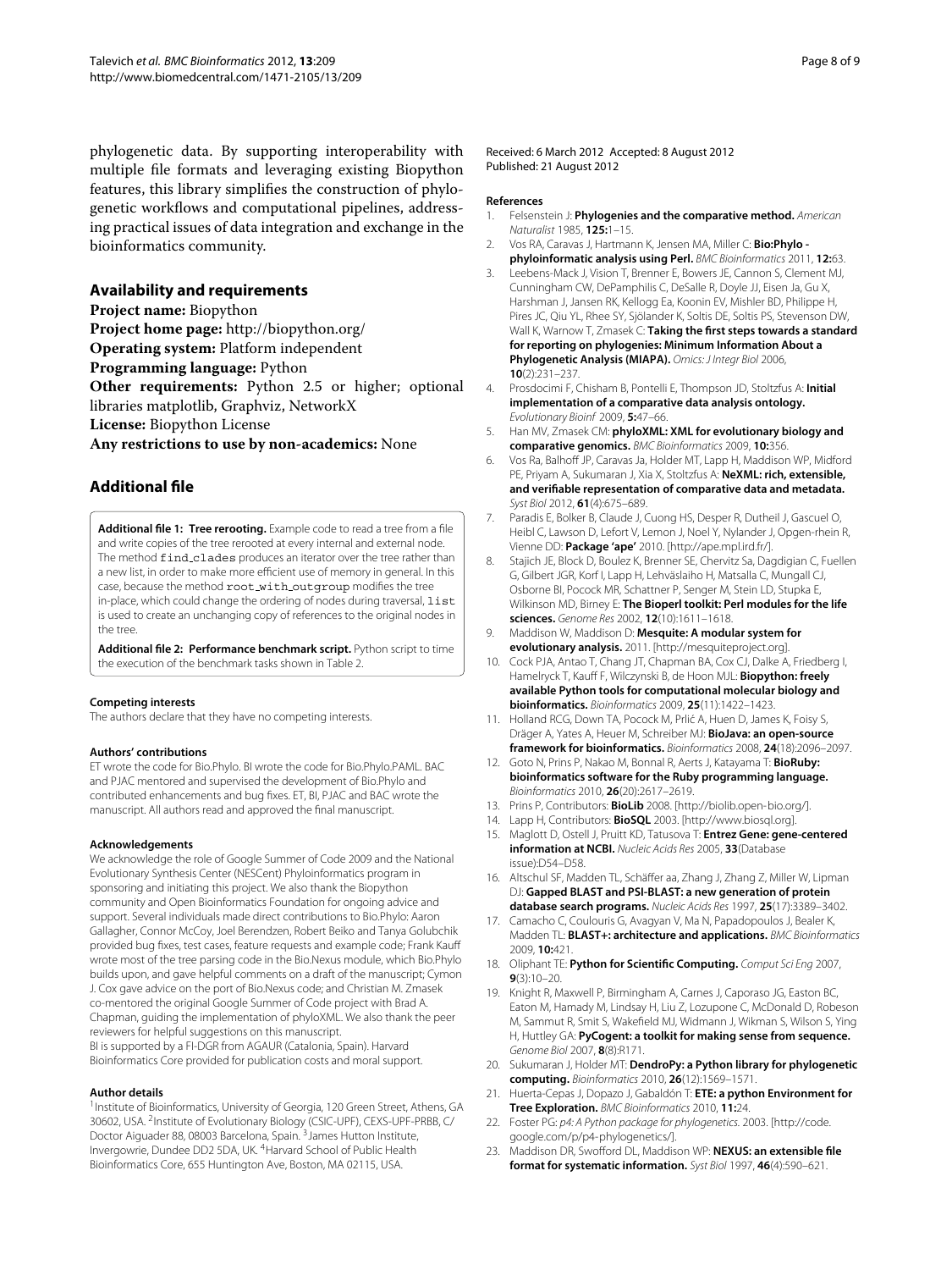phylogenetic data. By supporting interoperability with multiple file formats and leveraging existing Biopython features, this library simplifies the construction of phylogenetic workflows and computational pipelines, addressing practical issues of data integration and exchange in the bioinformatics community.

## Availability and requirements

**Project name:** Biopython
**Project home page:** http://biopython.org/
**Operating system:** Platform independent
**Programming language:** Python
**Other requirements:** Python 2.5 or higher; optional libraries matplotlib, Graphviz, NetworkX
**License:** Biopython License
**Any restrictions to use by non-academics:** None

## Additional file

**Additional file 1: Tree rerooting.** Example code to read a tree from a file and write copies of the tree rerooted at every internal and external node. The method `find_clades` produces an iterator over the tree rather than a new list, in order to make more efficient use of memory in general. In this case, because the method `root_with_outgroup` modifies the tree in-place, which could change the ordering of nodes during traversal, `list` is used to create an unchanging copy of references to the original nodes in the tree.

**Additional file 2: Performance benchmark script.** Python script to time the execution of the benchmark tasks shown in Table 2.

#### Competing interests

The authors declare that they have no competing interests.

#### Authors' contributions

ET wrote the code for Bio.Phylo. BI wrote the code for Bio.Phylo.PAML. BAC and PJAC mentored and supervised the development of Bio.Phylo and contributed enhancements and bug fixes. ET, BI, PJAC and BAC wrote the manuscript. All authors read and approved the final manuscript.

#### Acknowledgements

We acknowledge the role of Google Summer of Code 2009 and the National Evolutionary Synthesis Center (NESCent) Phyloinformatics program in sponsoring and initiating this project. We also thank the Biopython community and Open Bioinformatics Foundation for ongoing advice and support. Several individuals made direct contributions to Bio.Phylo: Aaron Gallagher, Connor McCoy, Joel Berendzen, Robert Beiko and Tanya Golubchik provided bug fixes, test cases, feature requests and example code; Frank Kauff wrote most of the tree parsing code in the Bio.Nexus module, which Bio.Phylo builds upon, and gave helpful comments on a draft of the manuscript; Cymon J. Cox gave advice on the port of Bio.Nexus code; and Christian M. Zmasek co-mentored the original Google Summer of Code project with Brad A. Chapman, guiding the implementation of phyloXML. We also thank the peer reviewers for helpful suggestions on this manuscript.
BI is supported by a FI-DGR from AGAUR (Catalonia, Spain). Harvard Bioinformatics Core provided for publication costs and moral support.

#### Author details

[1]Institute of Bioinformatics, University of Georgia, 120 Green Street, Athens, GA 30602, USA. [2]Institute of Evolutionary Biology (CSIC-UPF), CEXS-UPF-PRBB, C/ Doctor Aiguader 88, 08003 Barcelona, Spain. [3]James Hutton Institute, Invergowrie, Dundee DD2 5DA, UK. [4]Harvard School of Public Health Bioinformatics Core, 655 Huntington Ave, Boston, MA 02115, USA.

Received: 6 March 2012 Accepted: 8 August 2012
Published: 21 August 2012

#### References

1. Felsenstein J: **Phylogenies and the comparative method.** *American Naturalist* 1985, **125:**1–15.
2. Vos RA, Caravas J, Hartmann K, Jensen MA, Miller C: **Bio:Phylo - phyloinformatic analysis using Perl.** *BMC Bioinformatics* 2011, **12:**63.
3. Leebens-Mack J, Vision T, Brenner E, Bowers JE, Cannon S, Clement MJ, Cunningham CW, DePamphilis C, DeSalle R, Doyle JJ, Eisen Ja, Gu X, Harshman J, Jansen RK, Kellogg Ea, Koonin EV, Mishler BD, Philippe H, Pires JC, Qiu YL, Rhee SY, Sjölander K, Soltis DE, Soltis PS, Stevenson DW, Wall K, Warnow T, Zmasek C: **Taking the first steps towards a standard for reporting on phylogenies: Minimum Information About a Phylogenetic Analysis (MIAPA).** *Omics: J Integr Biol* 2006, **10**(2):231–237.
4. Prosdocimi F, Chisham B, Pontelli E, Thompson JD, Stoltzfus A: **Initial implementation of a comparative data analysis ontology.** *Evolutionary Bioinf* 2009, **5:**47–66.
5. Han MV, Zmasek CM: **phyloXML: XML for evolutionary biology and comparative genomics.** *BMC Bioinformatics* 2009, **10:**356.
6. Vos Ra, Balhoff JP, Caravas Ja, Holder MT, Lapp H, Maddison WP, Midford PE, Priyam A, Sukumaran J, Xia X, Stoltzfus A: **NeXML: rich, extensible, and verifiable representation of comparative data and metadata.** *Syst Biol* 2012, **61**(4):675–689.
7. Paradis E, Bolker B, Claude J, Cuong HS, Desper R, Dutheil J, Gascuel O, Heibl C, Lawson D, Lefort V, Lemon J, Noel Y, Nylander J, Opgen-rhein R, Vienne DD: **Package 'ape'** 2010. [http://ape.mpl.ird.fr/].
8. Stajich JE, Block D, Boulez K, Brenner SE, Chervitz Sa, Dagdigian C, Fuellen G, Gilbert JGR, Korf I, Lapp H, Lehväslaiho H, Matsalla C, Mungall CJ, Osborne BI, Pocock MR, Schattner P, Senger M, Stein LD, Stupka E, Wilkinson MD, Birney E: **The Bioperl toolkit: Perl modules for the life sciences.** *Genome Res* 2002, **12**(10):1611–1618.
9. Maddison W, Maddison D: **Mesquite: A modular system for evolutionary analysis.** 2011. [http://mesquiteproject.org].
10. Cock PJA, Antao T, Chang JT, Chapman BA, Cox CJ, Dalke A, Friedberg I, Hamelryck T, Kauff F, Wilczynski B, de Hoon MJL: **Biopython: freely available Python tools for computational molecular biology and bioinformatics.** *Bioinformatics* 2009, **25**(11):1422–1423.
11. Holland RCG, Down TA, Pocock M, Prlić A, Huen D, James K, Foisy S, Dräger A, Yates A, Heuer M, Schreiber MJ: **BioJava: an open-source framework for bioinformatics.** *Bioinformatics* 2008, **24**(18):2096–2097.
12. Goto N, Prins P, Nakao M, Bonnal R, Aerts J, Katayama T: **BioRuby: bioinformatics software for the Ruby programming language.** *Bioinformatics* 2010, **26**(20):2617–2619.
13. Prins P, Contributors: **BioLib** 2008. [http://biolib.open-bio.org/].
14. Lapp H, Contributors: **BioSQL** 2003. [http://www.biosql.org].
15. Maglott D, Ostell J, Pruitt KD, Tatusova T: **Entrez Gene: gene-centered information at NCBI.** *Nucleic Acids Res* 2005, **33**(Database issue):D54–D58.
16. Altschul SF, Madden TL, Schäffer aa, Zhang J, Zhang Z, Miller W, Lipman DJ: **Gapped BLAST and PSI-BLAST: a new generation of protein database search programs.** *Nucleic Acids Res* 1997, **25**(17):3389–3402.
17. Camacho C, Coulouris G, Avagyan V, Ma N, Papadopoulos J, Bealer K, Madden TL: **BLAST+: architecture and applications.** *BMC Bioinformatics* 2009, **10:**421.
18. Oliphant TE: **Python for Scientific Computing.** *Comput Sci Eng* 2007, **9**(3):10–20.
19. Knight R, Maxwell P, Birmingham A, Carnes J, Caporaso JG, Easton BC, Eaton M, Hamady M, Lindsay H, Liu Z, Lozupone C, McDonald D, Robeson M, Sammut R, Smit S, Wakefield MJ, Widmann J, Wikman S, Wilson S, Ying H, Huttley GA: **PyCogent: a toolkit for making sense from sequence.** *Genome Biol* 2007, **8**(8):R171.
20. Sukumaran J, Holder MT: **DendroPy: a Python library for phylogenetic computing.** *Bioinformatics* 2010, **26**(12):1569–1571.
21. Huerta-Cepas J, Dopazo J, Gabaldón T: **ETE: a python Environment for Tree Exploration.** *BMC Bioinformatics* 2010, **11:**24.
22. Foster PG: *p4: A Python package for phylogenetics.* 2003. [http://code.google.com/p/p4-phylogenetics/].
23. Maddison DR, Swofford DL, Maddison WP: **NEXUS: an extensible file format for systematic information.** *Syst Biol* 1997, **46**(4):590–621.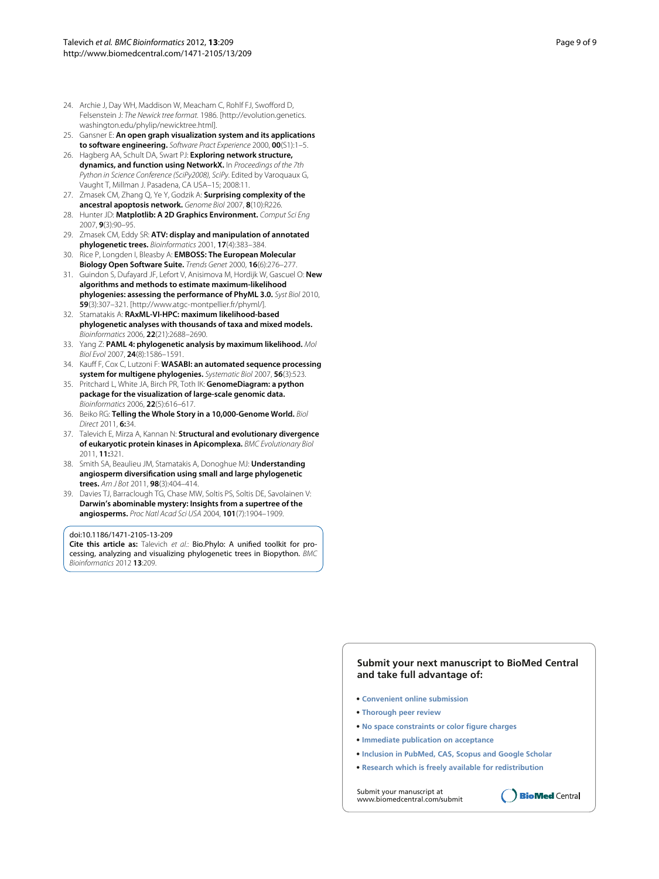24. Archie J, Day WH, Maddison W, Meacham C, Rohlf FJ, Swofford D, Felsenstein J: *The Newick tree format.* 1986. [http://evolution.genetics.washington.edu/phylip/newicktree.html].
25. Gansner E: **An open graph visualization system and its applications to software engineering.** *Software Pract Experience* 2000, **00**(S1):1–5.
26. Hagberg AA, Schult DA, Swart PJ: **Exploring network structure, dynamics, and function using NetworkX.** In *Proceedings of the 7th Python in Science Conference (SciPy2008), SciPy*. Edited by Varoquaux G, Vaught T, Millman J. Pasadena, CA USA–15; 2008:11.
27. Zmasek CM, Zhang Q, Ye Y, Godzik A: **Surprising complexity of the ancestral apoptosis network.** *Genome Biol* 2007, **8**(10):R226.
28. Hunter JD: **Matplotlib: A 2D Graphics Environment.** *Comput Sci Eng* 2007, **9**(3):90–95.
29. Zmasek CM, Eddy SR: **ATV: display and manipulation of annotated phylogenetic trees.** *Bioinformatics* 2001, **17**(4):383–384.
30. Rice P, Longden I, Bleasby A: **EMBOSS: The European Molecular Biology Open Software Suite.** *Trends Genet* 2000, **16**(6):276–277.
31. Guindon S, Dufayard JF, Lefort V, Anisimova M, Hordijk W, Gascuel O: **New algorithms and methods to estimate maximum-likelihood phylogenies: assessing the performance of PhyML 3.0.** *Syst Biol* 2010, **59**(3):307–321. [http://www.atgc-montpellier.fr/phyml/].
32. Stamatakis A: **RAxML-VI-HPC: maximum likelihood-based phylogenetic analyses with thousands of taxa and mixed models.** *Bioinformatics* 2006, **22**(21):2688–2690.
33. Yang Z: **PAML 4: phylogenetic analysis by maximum likelihood.** *Mol Biol Evol* 2007, **24**(8):1586–1591.
34. Kauff F, Cox C, Lutzoni F: **WASABI: an automated sequence processing system for multigene phylogenies.** *Systematic Biol* 2007, **56**(3):523.
35. Pritchard L, White JA, Birch PR, Toth IK: **GenomeDiagram: a python package for the visualization of large-scale genomic data.** *Bioinformatics* 2006, **22**(5):616–617.
36. Beiko RG: **Telling the Whole Story in a 10,000-Genome World.** *Biol Direct* 2011, **6:**34.
37. Talevich E, Mirza A, Kannan N: **Structural and evolutionary divergence of eukaryotic protein kinases in Apicomplexa.** *BMC Evolutionary Biol* 2011, **11:**321.
38. Smith SA, Beaulieu JM, Stamatakis A, Donoghue MJ: **Understanding angiosperm diversification using small and large phylogenetic trees.** *Am J Bot* 2011, **98**(3):404–414.
39. Davies TJ, Barraclough TG, Chase MW, Soltis PS, Soltis DE, Savolainen V: **Darwin's abominable mystery: Insights from a supertree of the angiosperms.** *Proc Natl Acad Sci USA* 2004, **101**(7):1904–1909.

doi:10.1186/1471-2105-13-209
**Cite this article as:** Talevich *et al.*: Bio.Phylo: A unified toolkit for processing, analyzing and visualizing phylogenetic trees in Biopython. *BMC Bioinformatics* 2012 **13**:209.

**Submit your next manuscript to BioMed Central and take full advantage of:**

- **Convenient online submission**
- **Thorough peer review**
- **No space constraints or color figure charges**
- **Immediate publication on acceptance**
- **Inclusion in PubMed, CAS, Scopus and Google Scholar**
- **Research which is freely available for redistribution**

Submit your manuscript at
www.biomedcentral.com/submit

BioMed Central